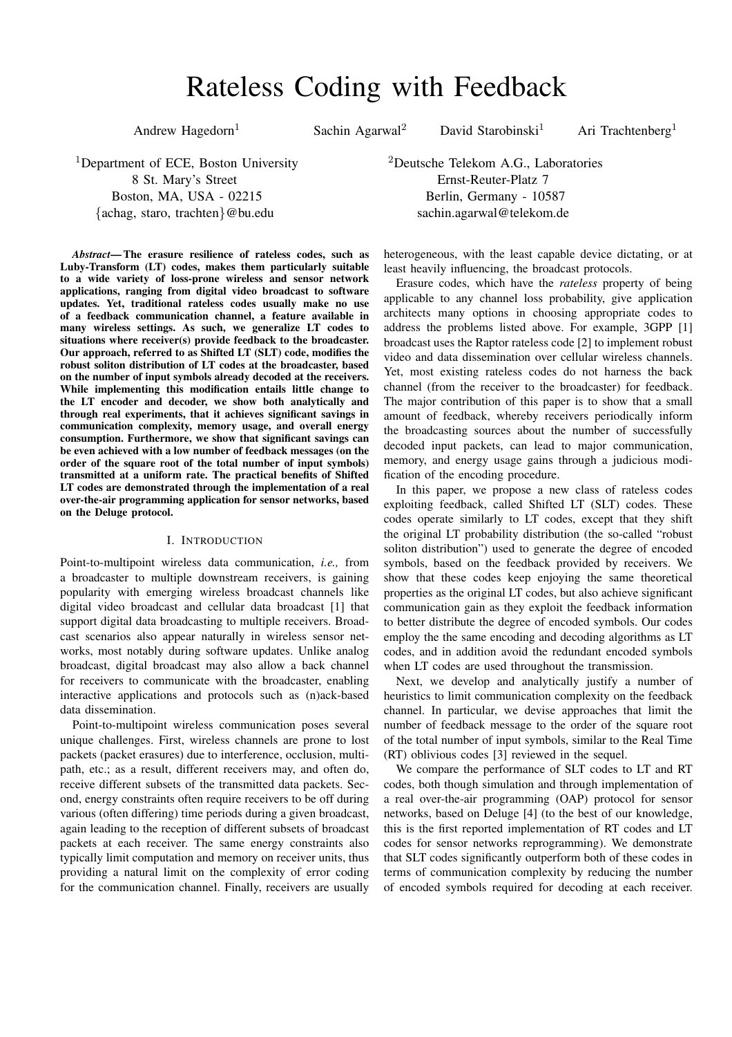# Rateless Coding with Feedback

Andrew Hagedorn[1] Sachin Agarwal[2] David Starobinski[1] Ari Trachtenberg[1]

[1]Department of ECE, Boston University
8 St. Mary's Street
Boston, MA, USA - 02215
{achag, staro, trachten}@bu.edu

[2]Deutsche Telekom A.G., Laboratories
Ernst-Reuter-Platz 7
Berlin, Germany - 10587
sachin.agarwal@telekom.de

***Abstract*— The erasure resilience of rateless codes, such as Luby-Transform (LT) codes, makes them particularly suitable to a wide variety of loss-prone wireless and sensor network applications, ranging from digital video broadcast to software updates. Yet, traditional rateless codes usually make no use of a feedback communication channel, a feature available in many wireless settings. As such, we generalize LT codes to situations where receiver(s) provide feedback to the broadcaster. Our approach, referred to as Shifted LT (SLT) code, modifies the robust soliton distribution of LT codes at the broadcaster, based on the number of input symbols already decoded at the receivers. While implementing this modification entails little change to the LT encoder and decoder, we show both analytically and through real experiments, that it achieves significant savings in communication complexity, memory usage, and overall energy consumption. Furthermore, we show that significant savings can be even achieved with a low number of feedback messages (on the order of the square root of the total number of input symbols) transmitted at a uniform rate. The practical benefits of Shifted LT codes are demonstrated through the implementation of a real over-the-air programming application for sensor networks, based on the Deluge protocol.**

## I. Introduction

Point-to-multipoint wireless data communication, *i.e.,* from a broadcaster to multiple downstream receivers, is gaining popularity with emerging wireless broadcast channels like digital video broadcast and cellular data broadcast [1] that support digital data broadcasting to multiple receivers. Broadcast scenarios also appear naturally in wireless sensor networks, most notably during software updates. Unlike analog broadcast, digital broadcast may also allow a back channel for receivers to communicate with the broadcaster, enabling interactive applications and protocols such as (n)ack-based data dissemination.

Point-to-multipoint wireless communication poses several unique challenges. First, wireless channels are prone to lost packets (packet erasures) due to interference, occlusion, multipath, etc.; as a result, different receivers may, and often do, receive different subsets of the transmitted data packets. Second, energy constraints often require receivers to be off during various (often differing) time periods during a given broadcast, again leading to the reception of different subsets of broadcast packets at each receiver. The same energy constraints also typically limit computation and memory on receiver units, thus providing a natural limit on the complexity of error coding for the communication channel. Finally, receivers are usually heterogeneous, with the least capable device dictating, or at least heavily influencing, the broadcast protocols.

Erasure codes, which have the *rateless* property of being applicable to any channel loss probability, give application architects many options in choosing appropriate codes to address the problems listed above. For example, 3GPP [1] broadcast uses the Raptor rateless code [2] to implement robust video and data dissemination over cellular wireless channels. Yet, most existing rateless codes do not harness the back channel (from the receiver to the broadcaster) for feedback. The major contribution of this paper is to show that a small amount of feedback, whereby receivers periodically inform the broadcasting sources about the number of successfully decoded input packets, can lead to major communication, memory, and energy usage gains through a judicious modification of the encoding procedure.

In this paper, we propose a new class of rateless codes exploiting feedback, called Shifted LT (SLT) codes. These codes operate similarly to LT codes, except that they shift the original LT probability distribution (the so-called "robust soliton distribution") used to generate the degree of encoded symbols, based on the feedback provided by receivers. We show that these codes keep enjoying the same theoretical properties as the original LT codes, but also achieve significant communication gain as they exploit the feedback information to better distribute the degree of encoded symbols. Our codes employ the the same encoding and decoding algorithms as LT codes, and in addition avoid the redundant encoded symbols when LT codes are used throughout the transmission.

Next, we develop and analytically justify a number of heuristics to limit communication complexity on the feedback channel. In particular, we devise approaches that limit the number of feedback message to the order of the square root of the total number of input symbols, similar to the Real Time (RT) oblivious codes [3] reviewed in the sequel.

We compare the performance of SLT codes to LT and RT codes, both though simulation and through implementation of a real over-the-air programming (OAP) protocol for sensor networks, based on Deluge [4] (to the best of our knowledge, this is the first reported implementation of RT codes and LT codes for sensor networks reprogramming). We demonstrate that SLT codes significantly outperform both of these codes in terms of communication complexity by reducing the number of encoded symbols required for decoding at each receiver.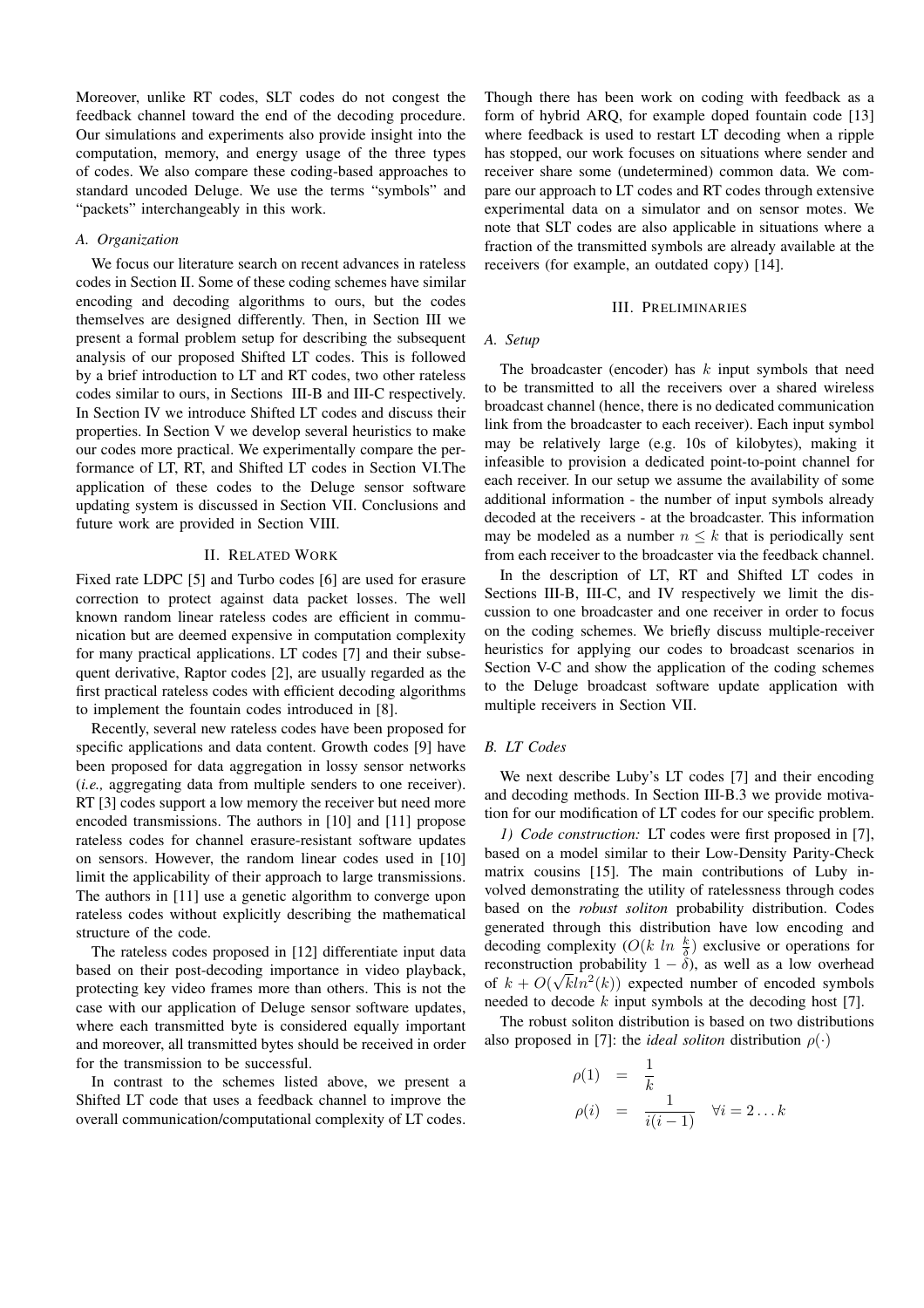Moreover, unlike RT codes, SLT codes do not congest the feedback channel toward the end of the decoding procedure. Our simulations and experiments also provide insight into the computation, memory, and energy usage of the three types of codes. We also compare these coding-based approaches to standard uncoded Deluge. We use the terms "symbols" and "packets" interchangeably in this work.

### A. Organization

We focus our literature search on recent advances in rateless codes in Section II. Some of these coding schemes have similar encoding and decoding algorithms to ours, but the codes themselves are designed differently. Then, in Section III we present a formal problem setup for describing the subsequent analysis of our proposed Shifted LT codes. This is followed by a brief introduction to LT and RT codes, two other rateless codes similar to ours, in Sections III-B and III-C respectively. In Section IV we introduce Shifted LT codes and discuss their properties. In Section V we develop several heuristics to make our codes more practical. We experimentally compare the performance of LT, RT, and Shifted LT codes in Section VI.The application of these codes to the Deluge sensor software updating system is discussed in Section VII. Conclusions and future work are provided in Section VIII.

## II. Related Work

Fixed rate LDPC [5] and Turbo codes [6] are used for erasure correction to protect against data packet losses. The well known random linear rateless codes are efficient in communication but are deemed expensive in computation complexity for many practical applications. LT codes [7] and their subsequent derivative, Raptor codes [2], are usually regarded as the first practical rateless codes with efficient decoding algorithms to implement the fountain codes introduced in [8].

Recently, several new rateless codes have been proposed for specific applications and data content. Growth codes [9] have been proposed for data aggregation in lossy sensor networks (*i.e.,* aggregating data from multiple senders to one receiver). RT [3] codes support a low memory the receiver but need more encoded transmissions. The authors in [10] and [11] propose rateless codes for channel erasure-resistant software updates on sensors. However, the random linear codes used in [10] limit the applicability of their approach to large transmissions. The authors in [11] use a genetic algorithm to converge upon rateless codes without explicitly describing the mathematical structure of the code.

The rateless codes proposed in [12] differentiate input data based on their post-decoding importance in video playback, protecting key video frames more than others. This is not the case with our application of Deluge sensor software updates, where each transmitted byte is considered equally important and moreover, all transmitted bytes should be received in order for the transmission to be successful.

In contrast to the schemes listed above, we present a Shifted LT code that uses a feedback channel to improve the overall communication/computational complexity of LT codes. Though there has been work on coding with feedback as a form of hybrid ARQ, for example doped fountain code [13] where feedback is used to restart LT decoding when a ripple has stopped, our work focuses on situations where sender and receiver share some (undetermined) common data. We compare our approach to LT codes and RT codes through extensive experimental data on a simulator and on sensor motes. We note that SLT codes are also applicable in situations where a fraction of the transmitted symbols are already available at the receivers (for example, an outdated copy) [14].

## III. Preliminaries

### A. Setup

The broadcaster (encoder) has $k$ input symbols that need to be transmitted to all the receivers over a shared wireless broadcast channel (hence, there is no dedicated communication link from the broadcaster to each receiver). Each input symbol may be relatively large (e.g. 10s of kilobytes), making it infeasible to provision a dedicated point-to-point channel for each receiver. In our setup we assume the availability of some additional information - the number of input symbols already decoded at the receivers - at the broadcaster. This information may be modeled as a number $n \leq k$ that is periodically sent from each receiver to the broadcaster via the feedback channel.

In the description of LT, RT and Shifted LT codes in Sections III-B, III-C, and IV respectively we limit the discussion to one broadcaster and one receiver in order to focus on the coding schemes. We briefly discuss multiple-receiver heuristics for applying our codes to broadcast scenarios in Section V-C and show the application of the coding schemes to the Deluge broadcast software update application with multiple receivers in Section VII.

### B. LT Codes

We next describe Luby's LT codes [7] and their encoding and decoding methods. In Section III-B.3 we provide motivation for our modification of LT codes for our specific problem.

*1) Code construction:* LT codes were first proposed in [7], based on a model similar to their Low-Density Parity-Check matrix cousins [15]. The main contributions of Luby involved demonstrating the utility of ratelessness through codes based on the *robust soliton* probability distribution. Codes generated through this distribution have low encoding and decoding complexity ($O(k \ ln \ \frac{k}{\delta})$ exclusive or operations for reconstruction probability $1 - \delta$), as well as a low overhead of $k + O(\sqrt{k} ln^2(k))$ expected number of encoded symbols needed to decode $k$ input symbols at the decoding host [7].

The robust soliton distribution is based on two distributions also proposed in [7]: the *ideal soliton* distribution $\rho(\cdot)$

$$
\begin{aligned}
\rho(1) &= \frac{1}{k} \\
\rho(i) &= \frac{1}{i(i-1)} \quad \forall i = 2 \dots k
\end{aligned}
$$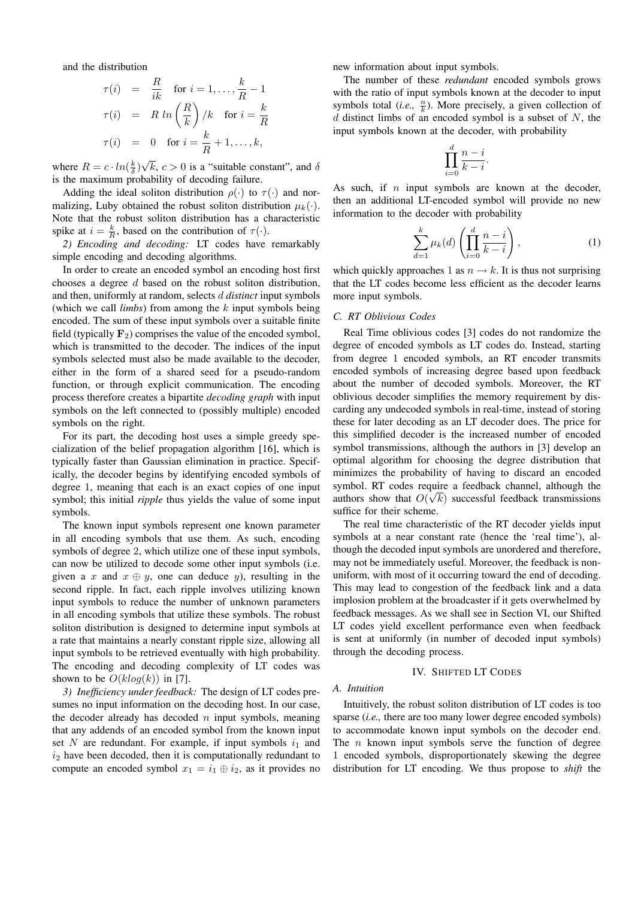and the distribution

$$\tau(i) = \frac{R}{ik} \quad \text{for } i = 1, \ldots, \frac{k}{R} - 1$$

$$\tau(i) = R\ ln\left(\frac{R}{k}\right)/k \quad \text{for } i = \frac{k}{R}$$

$$\tau(i) = 0 \quad \text{for } i = \frac{k}{R} + 1, \ldots, k,$$

where $R = c \cdot ln(\frac{k}{\delta})\sqrt{k}$, $c > 0$ is a "suitable constant", and $\delta$ is the maximum probability of decoding failure.

Adding the ideal soliton distribution $\rho(\cdot)$ to $\tau(\cdot)$ and normalizing, Luby obtained the robust soliton distribution $\mu_k(\cdot)$. Note that the robust soliton distribution has a characteristic spike at $i = \frac{k}{R}$, based on the contribution of $\tau(\cdot)$.

*2) Encoding and decoding:* LT codes have remarkably simple encoding and decoding algorithms.

In order to create an encoded symbol an encoding host first chooses a degree $d$ based on the robust soliton distribution, and then, uniformly at random, selects $d$ *distinct* input symbols (which we call *limbs*) from among the $k$ input symbols being encoded. The sum of these input symbols over a suitable finite field (typically $\mathbf{F}_2$) comprises the value of the encoded symbol, which is transmitted to the decoder. The indices of the input symbols selected must also be made available to the decoder, either in the form of a shared seed for a pseudo-random function, or through explicit communication. The encoding process therefore creates a bipartite *decoding graph* with input symbols on the left connected to (possibly multiple) encoded symbols on the right.

For its part, the decoding host uses a simple greedy specialization of the belief propagation algorithm [16], which is typically faster than Gaussian elimination in practice. Specifically, the decoder begins by identifying encoded symbols of degree 1, meaning that each is an exact copies of one input symbol; this initial *ripple* thus yields the value of some input symbols.

The known input symbols represent one known parameter in all encoding symbols that use them. As such, encoding symbols of degree 2, which utilize one of these input symbols, can now be utilized to decode some other input symbols (i.e. given a $x$ and $x \oplus y$, one can deduce $y$), resulting in the second ripple. In fact, each ripple involves utilizing known input symbols to reduce the number of unknown parameters in all encoding symbols that utilize these symbols. The robust soliton distribution is designed to determine input symbols at a rate that maintains a nearly constant ripple size, allowing all input symbols to be retrieved eventually with high probability. The encoding and decoding complexity of LT codes was shown to be $O(klog(k))$ in [7].

*3) Inefficiency under feedback:* The design of LT codes presumes no input information on the decoding host. In our case, the decoder already has decoded $n$ input symbols, meaning that any addends of an encoded symbol from the known input set $N$ are redundant. For example, if input symbols $i_1$ and $i_2$ have been decoded, then it is computationally redundant to compute an encoded symbol $x_1 = i_1 \oplus i_2$, as it provides no new information about input symbols.

The number of these *redundant* encoded symbols grows with the ratio of input symbols known at the decoder to input symbols total (*i.e.,* $\frac{n}{k}$). More precisely, a given collection of $d$ distinct limbs of an encoded symbol is a subset of $N$, the input symbols known at the decoder, with probability

$$\prod_{i=0}^{d} \frac{n-i}{k-i}.$$

As such, if $n$ input symbols are known at the decoder, then an additional LT-encoded symbol will provide no new information to the decoder with probability

$$\sum_{d=1}^{k} \mu_k(d) \left( \prod_{i=0}^{d} \frac{n-i}{k-i} \right), \tag{1}$$

which quickly approaches 1 as $n \to k$. It is thus not surprising that the LT codes become less efficient as the decoder learns more input symbols.

### C. RT Oblivious Codes

Real Time oblivious codes [3] codes do not randomize the degree of encoded symbols as LT codes do. Instead, starting from degree 1 encoded symbols, an RT encoder transmits encoded symbols of increasing degree based upon feedback about the number of decoded symbols. Moreover, the RT oblivious decoder simplifies the memory requirement by discarding any undecoded symbols in real-time, instead of storing these for later decoding as an LT decoder does. The price for this simplified decoder is the increased number of encoded symbol transmissions, although the authors in [3] develop an optimal algorithm for choosing the degree distribution that minimizes the probability of having to discard an encoded symbol. RT codes require a feedback channel, although the authors show that $O(\sqrt{k})$ successful feedback transmissions suffice for their scheme.

The real time characteristic of the RT decoder yields input symbols at a near constant rate (hence the 'real time'), although the decoded input symbols are unordered and therefore, may not be immediately useful. Moreover, the feedback is non-uniform, with most of it occurring toward the end of decoding. This may lead to congestion of the feedback link and a data implosion problem at the broadcaster if it gets overwhelmed by feedback messages. As we shall see in Section VI, our Shifted LT codes yield excellent performance even when feedback is sent at uniformly (in number of decoded input symbols) through the decoding process.

## IV. Shifted LT Codes

### A. Intuition

Intuitively, the robust soliton distribution of LT codes is too sparse (*i.e.,* there are too many lower degree encoded symbols) to accommodate known input symbols on the decoder end. The $n$ known input symbols serve the function of degree 1 encoded symbols, disproportionately skewing the degree distribution for LT encoding. We thus propose to *shift* the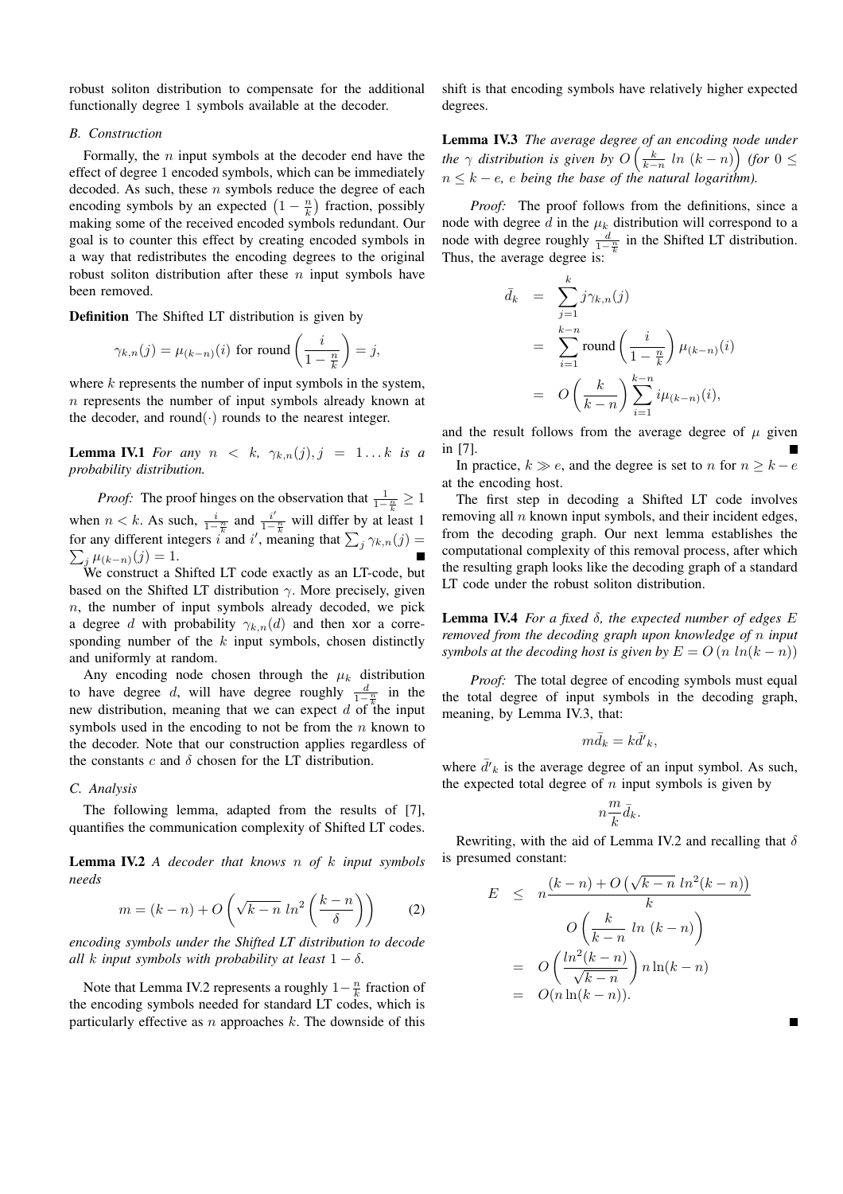robust soliton distribution to compensate for the additional functionally degree 1 symbols available at the decoder.

### B. Construction

Formally, the $n$ input symbols at the decoder end have the effect of degree 1 encoded symbols, which can be immediately decoded. As such, these $n$ symbols reduce the degree of each encoding symbols by an expected $\left(1-\frac{n}{k}\right)$ fraction, possibly making some of the received encoded symbols redundant. Our goal is to counter this effect by creating encoded symbols in a way that redistributes the encoding degrees to the original robust soliton distribution after these $n$ input symbols have been removed.

**Definition** The Shifted LT distribution is given by

$$\gamma_{k,n}(j) = \mu_{(k-n)}(i) \text{ for round}\left(\frac{i}{1-\frac{n}{k}}\right) = j,$$

where $k$ represents the number of input symbols in the system, $n$ represents the number of input symbols already known at the decoder, and round$(\cdot)$ rounds to the nearest integer.

**Lemma IV.1** *For any $n < k$, $\gamma_{k,n}(j), j = 1 \ldots k$ is a probability distribution.*

*Proof:* The proof hinges on the observation that $\frac{1}{1-\frac{n}{k}} \geq 1$ when $n < k$. As such, $\frac{i}{1-\frac{n}{k}}$ and $\frac{i'}{1-\frac{n}{k}}$ will differ by at least 1 for any different integers $i$ and $i'$, meaning that $\sum_j \gamma_{k,n}(j) = \sum_j \mu_{(k-n)}(j) = 1$. ∎

We construct a Shifted LT code exactly as an LT-code, but based on the Shifted LT distribution $\gamma$. More precisely, given $n$, the number of input symbols already decoded, we pick a degree $d$ with probability $\gamma_{k,n}(d)$ and then xor a corresponding number of the $k$ input symbols, chosen distinctly and uniformly at random.

Any encoding node chosen through the $\mu_k$ distribution to have degree $d$, will have degree roughly $\frac{d}{1-\frac{n}{k}}$ in the new distribution, meaning that we can expect $d$ of the input symbols used in the encoding to not be from the $n$ known to the decoder. Note that our construction applies regardless of the constants $c$ and $\delta$ chosen for the LT distribution.

### C. Analysis

The following lemma, adapted from the results of [7], quantifies the communication complexity of Shifted LT codes.

**Lemma IV.2** *A decoder that knows $n$ of $k$ input symbols needs*

$$m = (k-n) + O\left(\sqrt{k-n}\; ln^2\left(\frac{k-n}{\delta}\right)\right) \tag{2}$$

*encoding symbols under the Shifted LT distribution to decode all $k$ input symbols with probability at least $1-\delta$.*

Note that Lemma IV.2 represents a roughly $1-\frac{n}{k}$ fraction of the encoding symbols needed for standard LT codes, which is particularly effective as $n$ approaches $k$. The downside of this shift is that encoding symbols have relatively higher expected degrees.

**Lemma IV.3** *The average degree of an encoding node under the $\gamma$ distribution is given by $O\left(\frac{k}{k-n}\; ln\; (k-n)\right)$ (for $0 \leq n \leq k-e$, $e$ being the base of the natural logarithm).*

*Proof:* The proof follows from the definitions, since a node with degree $d$ in the $\mu_k$ distribution will correspond to a node with degree roughly $\frac{d}{1-\frac{n}{k}}$ in the Shifted LT distribution. Thus, the average degree is:

$$\begin{aligned}
\bar{d}_k &= \sum_{j=1}^{k} j\gamma_{k,n}(j) \\
&= \sum_{i=1}^{k-n} \text{round}\left(\frac{i}{1-\frac{n}{k}}\right)\mu_{(k-n)}(i) \\
&= O\left(\frac{k}{k-n}\right)\sum_{i=1}^{k-n} i\mu_{(k-n)}(i),
\end{aligned}$$

and the result follows from the average degree of $\mu$ given in [7]. ∎

In practice, $k \gg e$, and the degree is set to $n$ for $n \geq k-e$ at the encoding host.

The first step in decoding a Shifted LT code involves removing all $n$ known input symbols, and their incident edges, from the decoding graph. Our next lemma establishes the computational complexity of this removal process, after which the resulting graph looks like the decoding graph of a standard LT code under the robust soliton distribution.

**Lemma IV.4** *For a fixed $\delta$, the expected number of edges $E$ removed from the decoding graph upon knowledge of $n$ input symbols at the decoding host is given by $E = O\left(n\; ln(k-n)\right)$*

*Proof:* The total degree of encoding symbols must equal the total degree of input symbols in the decoding graph, meaning, by Lemma IV.3, that:

$$m\bar{d}_k = k\bar{d'}_k,$$

where $\bar{d'}_k$ is the average degree of an input symbol. As such, the expected total degree of $n$ input symbols is given by

$$n\frac{m}{k}\bar{d}_k.$$

Rewriting, with the aid of Lemma IV.2 and recalling that $\delta$ is presumed constant:

$$\begin{aligned}
E &\leq n\frac{(k-n) + O\left(\sqrt{k-n}\; ln^2(k-n)\right)}{k} \\
&\qquad O\left(\frac{k}{k-n}\; ln\; (k-n)\right) \\
&= O\left(\frac{ln^2(k-n)}{\sqrt{k-n}}\right)n\ln(k-n) \\
&= O(n\ln(k-n)).
\end{aligned}$$

∎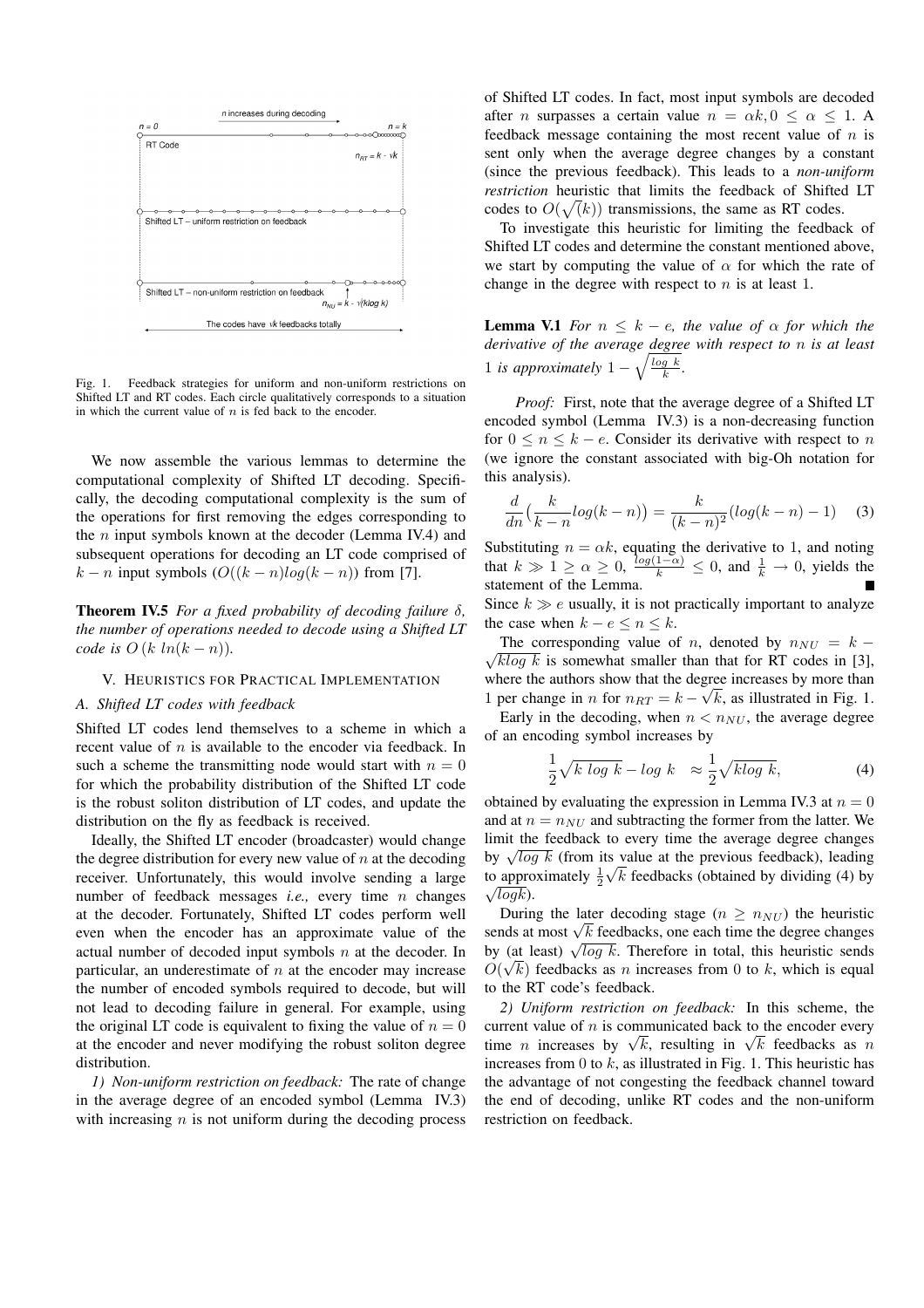Fig. 1. Feedback strategies for uniform and non-uniform restrictions on Shifted LT and RT codes. Each circle qualitatively corresponds to a situation in which the current value of $n$ is fed back to the encoder.

We now assemble the various lemmas to determine the computational complexity of Shifted LT decoding. Specifically, the decoding computational complexity is the sum of the operations for first removing the edges corresponding to the $n$ input symbols known at the decoder (Lemma IV.4) and subsequent operations for decoding an LT code comprised of $k-n$ input symbols ($O((k-n)log(k-n))$ from [7].

**Theorem IV.5** *For a fixed probability of decoding failure $\delta$, the number of operations needed to decode using a Shifted LT code is $O\left(k\ ln(k-n)\right)$.*

## V. Heuristics for Practical Implementation

### A. Shifted LT codes with feedback

Shifted LT codes lend themselves to a scheme in which a recent value of $n$ is available to the encoder via feedback. In such a scheme the transmitting node would start with $n = 0$ for which the probability distribution of the Shifted LT code is the robust soliton distribution of LT codes, and update the distribution on the fly as feedback is received.

Ideally, the Shifted LT encoder (broadcaster) would change the degree distribution for every new value of $n$ at the decoding receiver. Unfortunately, this would involve sending a large number of feedback messages *i.e.,* every time $n$ changes at the decoder. Fortunately, Shifted LT codes perform well even when the encoder has an approximate value of the actual number of decoded input symbols $n$ at the decoder. In particular, an underestimate of $n$ at the encoder may increase the number of encoded symbols required to decode, but will not lead to decoding failure in general. For example, using the original LT code is equivalent to fixing the value of $n = 0$ at the encoder and never modifying the robust soliton degree distribution.

*1) Non-uniform restriction on feedback:* The rate of change in the average degree of an encoded symbol (Lemma IV.3) with increasing $n$ is not uniform during the decoding process of Shifted LT codes. In fact, most input symbols are decoded after $n$ surpasses a certain value $n = \alpha k, 0 \le \alpha \le 1$. A feedback message containing the most recent value of $n$ is sent only when the average degree changes by a constant (since the previous feedback). This leads to a *non-uniform restriction* heuristic that limits the feedback of Shifted LT codes to $O(\sqrt{(k)})$ transmissions, the same as RT codes.

To investigate this heuristic for limiting the feedback of Shifted LT codes and determine the constant mentioned above, we start by computing the value of $\alpha$ for which the rate of change in the degree with respect to $n$ is at least 1.

**Lemma V.1** *For $n \le k-e$, the value of $\alpha$ for which the derivative of the average degree with respect to $n$ is at least 1 is approximately $1 - \sqrt{\frac{log\ k}{k}}$.*

*Proof:* First, note that the average degree of a Shifted LT encoded symbol (Lemma IV.3) is a non-decreasing function for $0 \le n \le k-e$. Consider its derivative with respect to $n$ (we ignore the constant associated with big-Oh notation for this analysis).

$$\frac{d}{dn}\left(\frac{k}{k-n}log(k-n)\right) = \frac{k}{(k-n)^2}(log(k-n)-1) \quad (3)$$

Substituting $n = \alpha k$, equating the derivative to 1, and noting that $k \gg 1 \ge \alpha \ge 0$, $\frac{log(1-\alpha)}{k} \le 0$, and $\frac{1}{k} \to 0$, yields the statement of the Lemma. ∎

Since $k \gg e$ usually, it is not practically important to analyze the case when $k - e \le n \le k$.

The corresponding value of $n$, denoted by $n_{NU} = k - \sqrt{klog\ k}$ is somewhat smaller than that for RT codes in [3], where the authors show that the degree increases by more than 1 per change in $n$ for $n_{RT} = k - \sqrt{k}$, as illustrated in Fig. 1.

Early in the decoding, when $n < n_{NU}$, the average degree of an encoding symbol increases by

$$\frac{1}{2}\sqrt{k\ log\ k} - log\ k \quad \approx \frac{1}{2}\sqrt{klog\ k}, \quad (4)$$

obtained by evaluating the expression in Lemma IV.3 at $n = 0$ and at $n = n_{NU}$ and subtracting the former from the latter. We limit the feedback to every time the average degree changes by $\sqrt{log\ k}$ (from its value at the previous feedback), leading to approximately $\frac{1}{2}\sqrt{k}$ feedbacks (obtained by dividing (4) by $\sqrt{logk}$).

During the later decoding stage ($n \ge n_{NU}$) the heuristic sends at most $\sqrt{k}$ feedbacks, one each time the degree changes by (at least) $\sqrt{log\ k}$. Therefore in total, this heuristic sends $O(\sqrt{k})$ feedbacks as $n$ increases from 0 to $k$, which is equal to the RT code's feedback.

*2) Uniform restriction on feedback:* In this scheme, the current value of $n$ is communicated back to the encoder every time $n$ increases by $\sqrt{k}$, resulting in $\sqrt{k}$ feedbacks as $n$ increases from 0 to $k$, as illustrated in Fig. 1. This heuristic has the advantage of not congesting the feedback channel toward the end of decoding, unlike RT codes and the non-uniform restriction on feedback.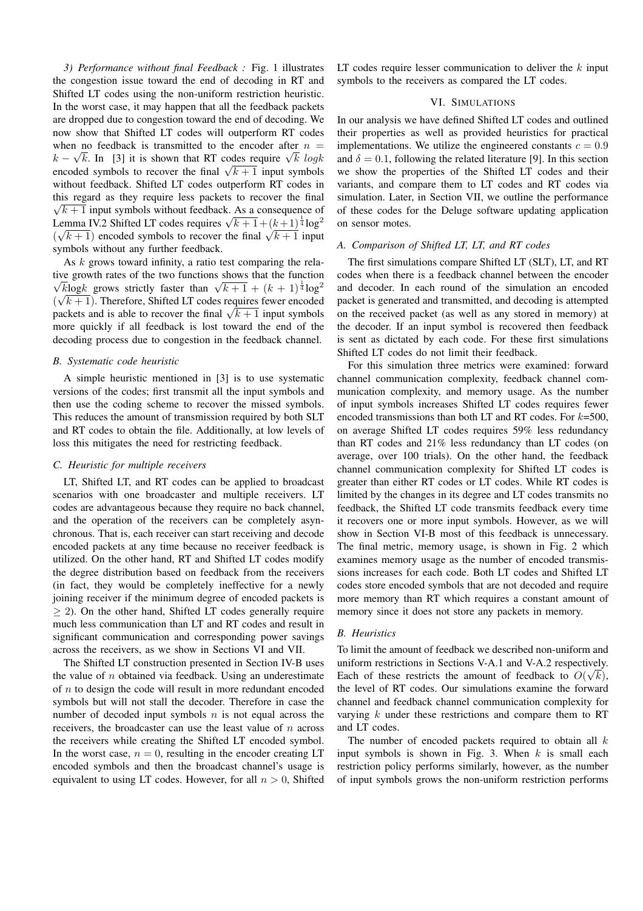*3) Performance without final Feedback :* Fig. 1 illustrates the congestion issue toward the end of decoding in RT and Shifted LT codes using the non-uniform restriction heuristic. In the worst case, it may happen that all the feedback packets are dropped due to congestion toward the end of decoding. We now show that Shifted LT codes will outperform RT codes when no feedback is transmitted to the encoder after $n = k - \sqrt{k}$. In [3] it is shown that RT codes require $\sqrt{k}\ logk$ encoded symbols to recover the final $\sqrt{k+1}$ input symbols without feedback. Shifted LT codes outperform RT codes in this regard as they require less packets to recover the final $\sqrt{k+1}$ input symbols without feedback. As a consequence of Lemma IV.2 Shifted LT codes requires $\sqrt{k+1} + (k+1)^{\frac{1}{4}}\log^2(\sqrt{k+1})$ encoded symbols to recover the final $\sqrt{k+1}$ input symbols without any further feedback.

As $k$ grows toward infinity, a ratio test comparing the relative growth rates of the two functions shows that the function $\sqrt{k}\log k$ grows strictly faster than $\sqrt{k+1} + (k+1)^{\frac{1}{4}}\log^2(\sqrt{k+1})$. Therefore, Shifted LT codes requires fewer encoded packets and is able to recover the final $\sqrt{k+1}$ input symbols more quickly if all feedback is lost toward the end of the decoding process due to congestion in the feedback channel.

### B. Systematic code heuristic

A simple heuristic mentioned in [3] is to use systematic versions of the codes; first transmit all the input symbols and then use the coding scheme to recover the missed symbols. This reduces the amount of transmission required by both SLT and RT codes to obtain the file. Additionally, at low levels of loss this mitigates the need for restricting feedback.

### C. Heuristic for multiple receivers

LT, Shifted LT, and RT codes can be applied to broadcast scenarios with one broadcaster and multiple receivers. LT codes are advantageous because they require no back channel, and the operation of the receivers can be completely asynchronous. That is, each receiver can start receiving and decode encoded packets at any time because no receiver feedback is utilized. On the other hand, RT and Shifted LT codes modify the degree distribution based on feedback from the receivers (in fact, they would be completely ineffective for a newly joining receiver if the minimum degree of encoded packets is $\geq 2$). On the other hand, Shifted LT codes generally require much less communication than LT and RT codes and result in significant communication and corresponding power savings across the receivers, as we show in Sections VI and VII.

The Shifted LT construction presented in Section IV-B uses the value of $n$ obtained via feedback. Using an underestimate of $n$ to design the code will result in more redundant encoded symbols but will not stall the decoder. Therefore in case the number of decoded input symbols $n$ is not equal across the receivers, the broadcaster can use the least value of $n$ across the receivers while creating the Shifted LT encoded symbol. In the worst case, $n = 0$, resulting in the encoder creating LT encoded symbols and then the broadcast channel's usage is equivalent to using LT codes. However, for all $n > 0$, Shifted LT codes require lesser communication to deliver the $k$ input symbols to the receivers as compared the LT codes.

## VI. Simulations

In our analysis we have defined Shifted LT codes and outlined their properties as well as provided heuristics for practical implementations. We utilize the engineered constants $c = 0.9$ and $\delta = 0.1$, following the related literature [9]. In this section we show the properties of the Shifted LT codes and their variants, and compare them to LT codes and RT codes via simulation. Later, in Section VII, we outline the performance of these codes for the Deluge software updating application on sensor motes.

### A. Comparison of Shifted LT, LT, and RT codes

The first simulations compare Shifted LT (SLT), LT, and RT codes when there is a feedback channel between the encoder and decoder. In each round of the simulation an encoded packet is generated and transmitted, and decoding is attempted on the received packet (as well as any stored in memory) at the decoder. If an input symbol is recovered then feedback is sent as dictated by each code. For these first simulations Shifted LT codes do not limit their feedback.

For this simulation three metrics were examined: forward channel communication complexity, feedback channel communication complexity, and memory usage. As the number of input symbols increases Shifted LT codes requires fewer encoded transmissions than both LT and RT codes. For $k$=500, on average Shifted LT codes requires 59% less redundancy than RT codes and 21% less redundancy than LT codes (on average, over 100 trials). On the other hand, the feedback channel communication complexity for Shifted LT codes is greater than either RT codes or LT codes. While RT codes is limited by the changes in its degree and LT codes transmits no feedback, the Shifted LT code transmits feedback every time it recovers one or more input symbols. However, as we will show in Section VI-B most of this feedback is unnecessary. The final metric, memory usage, is shown in Fig. 2 which examines memory usage as the number of encoded transmissions increases for each code. Both LT codes and Shifted LT codes store encoded symbols that are not decoded and require more memory than RT which requires a constant amount of memory since it does not store any packets in memory.

### B. Heuristics

To limit the amount of feedback we described non-uniform and uniform restrictions in Sections V-A.1 and V-A.2 respectively. Each of these restricts the amount of feedback to $O(\sqrt{k})$, the level of RT codes. Our simulations examine the forward channel and feedback channel communication complexity for varying $k$ under these restrictions and compare them to RT and LT codes.

The number of encoded packets required to obtain all $k$ input symbols is shown in Fig. 3. When $k$ is small each restriction policy performs similarly, however, as the number of input symbols grows the non-uniform restriction performs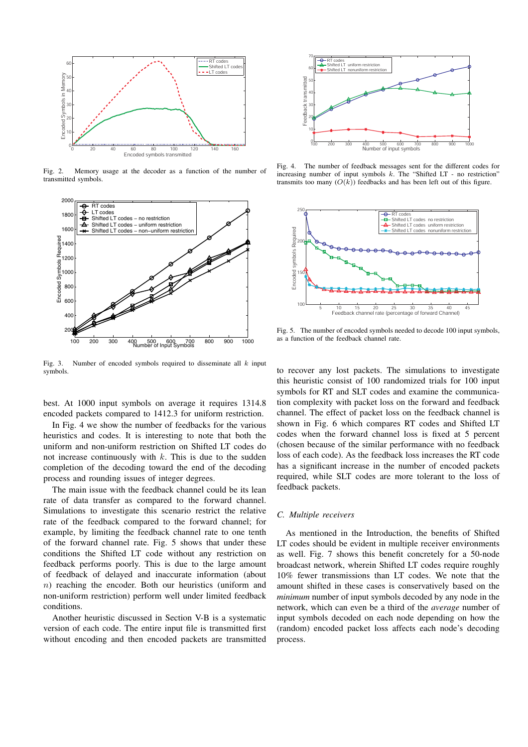Fig. 2. Memory usage at the decoder as a function of the number of transmitted symbols.

Fig. 3. Number of encoded symbols required to disseminate all $k$ input symbols.

best. At 1000 input symbols on average it requires 1314.8 encoded packets compared to 1412.3 for uniform restriction.

In Fig. 4 we show the number of feedbacks for the various heuristics and codes. It is interesting to note that both the uniform and non-uniform restriction on Shifted LT codes do not increase continuously with $k$. This is due to the sudden completion of the decoding toward the end of the decoding process and rounding issues of integer degrees.

The main issue with the feedback channel could be its lean rate of data transfer as compared to the forward channel. Simulations to investigate this scenario restrict the relative rate of the feedback compared to the forward channel; for example, by limiting the feedback channel rate to one tenth of the forward channel rate. Fig. 5 shows that under these conditions the Shifted LT code without any restriction on feedback performs poorly. This is due to the large amount of feedback of delayed and inaccurate information (about $n$) reaching the encoder. Both our heuristics (uniform and non-uniform restriction) perform well under limited feedback conditions.

Another heuristic discussed in Section V-B is a systematic version of each code. The entire input file is transmitted first without encoding and then encoded packets are transmitted

Fig. 4. The number of feedback messages sent for the different codes for increasing number of input symbols $k$. The "Shifted LT - no restriction" transmits too many ($O(k)$) feedbacks and has been left out of this figure.

Fig. 5. The number of encoded symbols needed to decode 100 input symbols, as a function of the feedback channel rate.

to recover any lost packets. The simulations to investigate this heuristic consist of 100 randomized trials for 100 input symbols for RT and SLT codes and examine the communication complexity with packet loss on the forward and feedback channel. The effect of packet loss on the feedback channel is shown in Fig. 6 which compares RT codes and Shifted LT codes when the forward channel loss is fixed at 5 percent (chosen because of the similar performance with no feedback loss of each code). As the feedback loss increases the RT code has a significant increase in the number of encoded packets required, while SLT codes are more tolerant to the loss of feedback packets.

### C. Multiple receivers

As mentioned in the Introduction, the benefits of Shifted LT codes should be evident in multiple receiver environments as well. Fig. 7 shows this benefit concretely for a 50-node broadcast network, wherein Shifted LT codes require roughly 10% fewer transmissions than LT codes. We note that the amount shifted in these cases is conservatively based on the *minimum* number of input symbols decoded by any node in the network, which can even be a third of the *average* number of input symbols decoded on each node depending on how the (random) encoded packet loss affects each node's decoding process.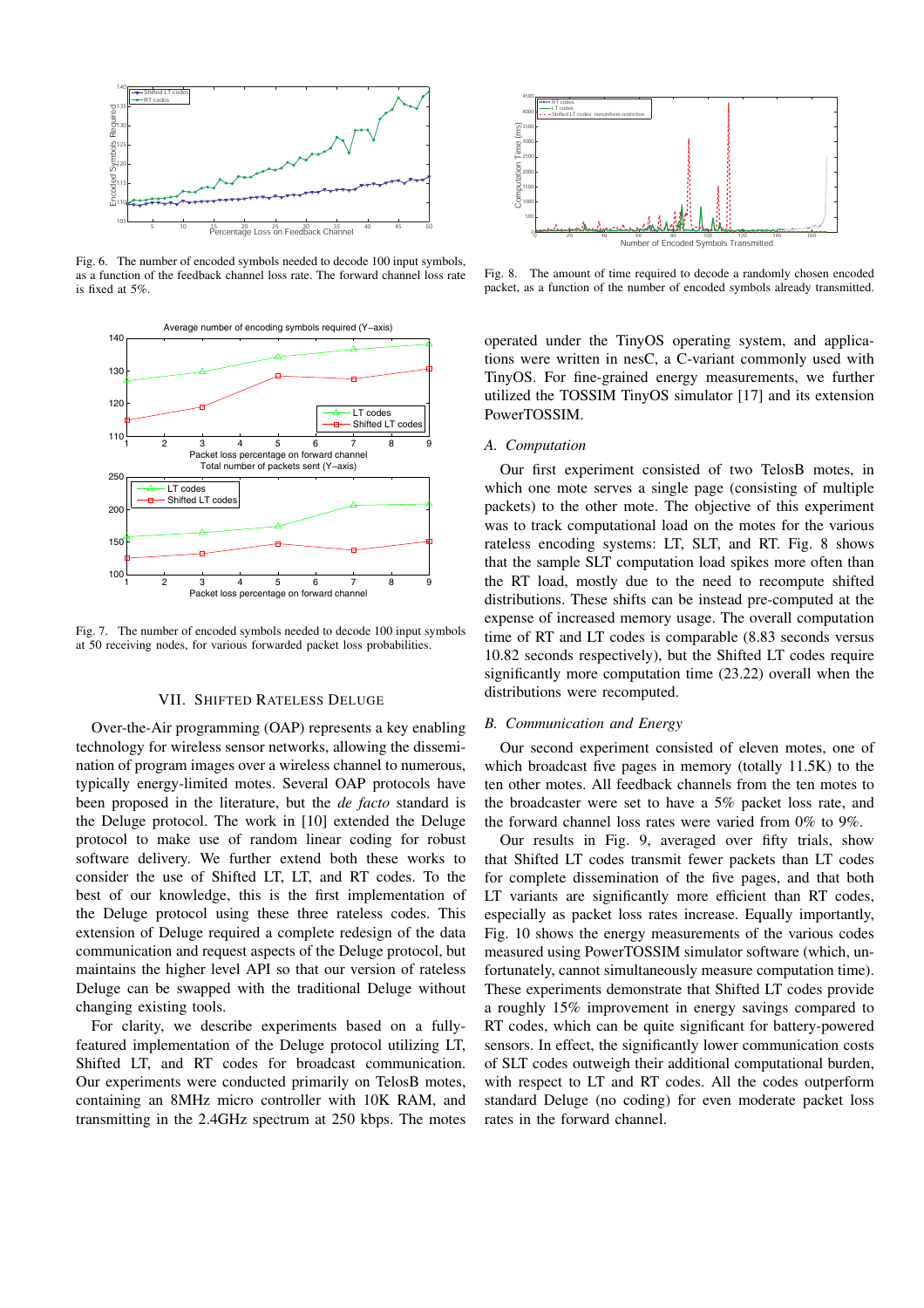Fig. 6. The number of encoded symbols needed to decode 100 input symbols, as a function of the feedback channel loss rate. The forward channel loss rate is fixed at 5%.

Fig. 7. The number of encoded symbols needed to decode 100 input symbols at 50 receiving nodes, for various forwarded packet loss probabilities.

## VII. Shifted Rateless Deluge

Over-the-Air programming (OAP) represents a key enabling technology for wireless sensor networks, allowing the dissemination of program images over a wireless channel to numerous, typically energy-limited motes. Several OAP protocols have been proposed in the literature, but the *de facto* standard is the Deluge protocol. The work in [10] extended the Deluge protocol to make use of random linear coding for robust software delivery. We further extend both these works to consider the use of Shifted LT, LT, and RT codes. To the best of our knowledge, this is the first implementation of the Deluge protocol using these three rateless codes. This extension of Deluge required a complete redesign of the data communication and request aspects of the Deluge protocol, but maintains the higher level API so that our version of rateless Deluge can be swapped with the traditional Deluge without changing existing tools.

For clarity, we describe experiments based on a fully-featured implementation of the Deluge protocol utilizing LT, Shifted LT, and RT codes for broadcast communication. Our experiments were conducted primarily on TelosB motes, containing an 8MHz micro controller with 10K RAM, and transmitting in the 2.4GHz spectrum at 250 kbps. The motes operated under the TinyOS operating system, and applications were written in nesC, a C-variant commonly used with TinyOS. For fine-grained energy measurements, we further utilized the TOSSIM TinyOS simulator [17] and its extension PowerTOSSIM.

Fig. 8. The amount of time required to decode a randomly chosen encoded packet, as a function of the number of encoded symbols already transmitted.

### A. Computation

Our first experiment consisted of two TelosB motes, in which one mote serves a single page (consisting of multiple packets) to the other mote. The objective of this experiment was to track computational load on the motes for the various rateless encoding systems: LT, SLT, and RT. Fig. 8 shows that the sample SLT computation load spikes more often than the RT load, mostly due to the need to recompute shifted distributions. These shifts can be instead pre-computed at the expense of increased memory usage. The overall computation time of RT and LT codes is comparable (8.83 seconds versus 10.82 seconds respectively), but the Shifted LT codes require significantly more computation time (23.22) overall when the distributions were recomputed.

### B. Communication and Energy

Our second experiment consisted of eleven motes, one of which broadcast five pages in memory (totally 11.5K) to the ten other motes. All feedback channels from the ten motes to the broadcaster were set to have a 5% packet loss rate, and the forward channel loss rates were varied from 0% to 9%.

Our results in Fig. 9, averaged over fifty trials, show that Shifted LT codes transmit fewer packets than LT codes for complete dissemination of the five pages, and that both LT variants are significantly more efficient than RT codes, especially as packet loss rates increase. Equally importantly, Fig. 10 shows the energy measurements of the various codes measured using PowerTOSSIM simulator software (which, unfortunately, cannot simultaneously measure computation time). These experiments demonstrate that Shifted LT codes provide a roughly 15% improvement in energy savings compared to RT codes, which can be quite significant for battery-powered sensors. In effect, the significantly lower communication costs of SLT codes outweigh their additional computational burden, with respect to LT and RT codes. All the codes outperform standard Deluge (no coding) for even moderate packet loss rates in the forward channel.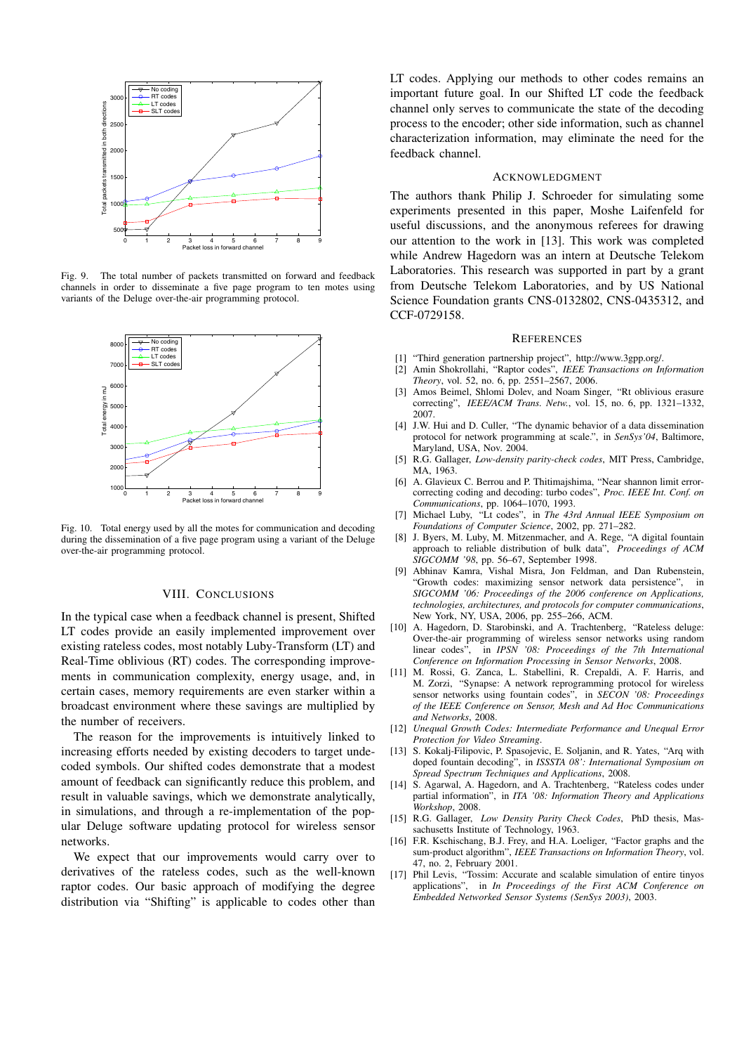Total packets transmitted in both directions

No coding
RT codes
LT codes
SLT codes

3000
2500
2000
1500
1000
500

0 1 2 3 4 5 6 7 8 9
Packet loss in forward channel

Fig. 9. The total number of packets transmitted on forward and feedback channels in order to disseminate a five page program to ten motes using variants of the Deluge over-the-air programming protocol.

Total energy in mJ

No coding
RT codes
LT codes
SLT codes

8000
7000
6000
5000
4000
3000
2000
1000

0 1 2 3 4 5 6 7 8 9
Packet loss in forward channel

Fig. 10. Total energy used by all the motes for communication and decoding during the dissemination of a five page program using a variant of the Deluge over-the-air programming protocol.

## VIII. Conclusions

In the typical case when a feedback channel is present, Shifted LT codes provide an easily implemented improvement over existing rateless codes, most notably Luby-Transform (LT) and Real-Time oblivious (RT) codes. The corresponding improvements in communication complexity, energy usage, and, in certain cases, memory requirements are even starker within a broadcast environment where these savings are multiplied by the number of receivers.

The reason for the improvements is intuitively linked to increasing efforts needed by existing decoders to target undecoded symbols. Our shifted codes demonstrate that a modest amount of feedback can significantly reduce this problem, and result in valuable savings, which we demonstrate analytically, in simulations, and through a re-implementation of the popular Deluge software updating protocol for wireless sensor networks.

We expect that our improvements would carry over to derivatives of the rateless codes, such as the well-known raptor codes. Our basic approach of modifying the degree distribution via "Shifting" is applicable to codes other than LT codes. Applying our methods to other codes remains an important future goal. In our Shifted LT code the feedback channel only serves to communicate the state of the decoding process to the encoder; other side information, such as channel characterization information, may eliminate the need for the feedback channel.

## Acknowledgment

The authors thank Philip J. Schroeder for simulating some experiments presented in this paper, Moshe Laifenfeld for useful discussions, and the anonymous referees for drawing our attention to the work in [13]. This work was completed while Andrew Hagedorn was an intern at Deutsche Telekom Laboratories. This research was supported in part by a grant from Deutsche Telekom Laboratories, and by US National Science Foundation grants CNS-0132802, CNS-0435312, and CCF-0729158.

## References

[1] "Third generation partnership project", http://www.3gpp.org/.

[2] Amin Shokrollahi, "Raptor codes", *IEEE Transactions on Information Theory*, vol. 52, no. 6, pp. 2551–2567, 2006.

[3] Amos Beimel, Shlomi Dolev, and Noam Singer, "Rt oblivious erasure correcting", *IEEE/ACM Trans. Netw.*, vol. 15, no. 6, pp. 1321–1332, 2007.

[4] J.W. Hui and D. Culler, "The dynamic behavior of a data dissemination protocol for network programming at scale.", in *SenSys'04*, Baltimore, Maryland, USA, Nov. 2004.

[5] R.G. Gallager, *Low-density parity-check codes*, MIT Press, Cambridge, MA, 1963.

[6] A. Glavieux C. Berrou and P. Thitimajshima, "Near shannon limit error-correcting coding and decoding: turbo codes", *Proc. IEEE Int. Conf. on Communications*, pp. 1064–1070, 1993.

[7] Michael Luby, "Lt codes", in *The 43rd Annual IEEE Symposium on Foundations of Computer Science*, 2002, pp. 271–282.

[8] J. Byers, M. Luby, M. Mitzenmacher, and A. Rege, "A digital fountain approach to reliable distribution of bulk data", *Proceedings of ACM SIGCOMM '98*, pp. 56–67, September 1998.

[9] Abhinav Kamra, Vishal Misra, Jon Feldman, and Dan Rubenstein, "Growth codes: maximizing sensor network data persistence", in *SIGCOMM '06: Proceedings of the 2006 conference on Applications, technologies, architectures, and protocols for computer communications*, New York, NY, USA, 2006, pp. 255–266, ACM.

[10] A. Hagedorn, D. Starobinski, and A. Trachtenberg, "Rateless deluge: Over-the-air programming of wireless sensor networks using random linear codes", in *IPSN '08: Proceedings of the 7th International Conference on Information Processing in Sensor Networks*, 2008.

[11] M. Rossi, G. Zanca, L. Stabellini, R. Crepaldi, A. F. Harris, and M. Zorzi, "Synapse: A network reprogramming protocol for wireless sensor networks using fountain codes", in *SECON '08: Proceedings of the IEEE Conference on Sensor, Mesh and Ad Hoc Communications and Networks*, 2008.

[12] *Unequal Growth Codes: Intermediate Performance and Unequal Error Protection for Video Streaming*.

[13] S. Kokalj-Filipovic, P. Spasojevic, E. Soljanin, and R. Yates, "Arq with doped fountain decoding", in *ISSSTA 08': International Symposium on Spread Spectrum Techniques and Applications*, 2008.

[14] S. Agarwal, A. Hagedorn, and A. Trachtenberg, "Rateless codes under partial information", in *ITA '08: Information Theory and Applications Workshop*, 2008.

[15] R.G. Gallager, *Low Density Parity Check Codes*, PhD thesis, Massachusetts Institute of Technology, 1963.

[16] F.R. Kschischang, B.J. Frey, and H.A. Loeliger, "Factor graphs and the sum-product algorithm", *IEEE Transactions on Information Theory*, vol. 47, no. 2, February 2001.

[17] Phil Levis, "Tossim: Accurate and scalable simulation of entire tinyos applications", in *In Proceedings of the First ACM Conference on Embedded Networked Sensor Systems (SenSys 2003)*, 2003.